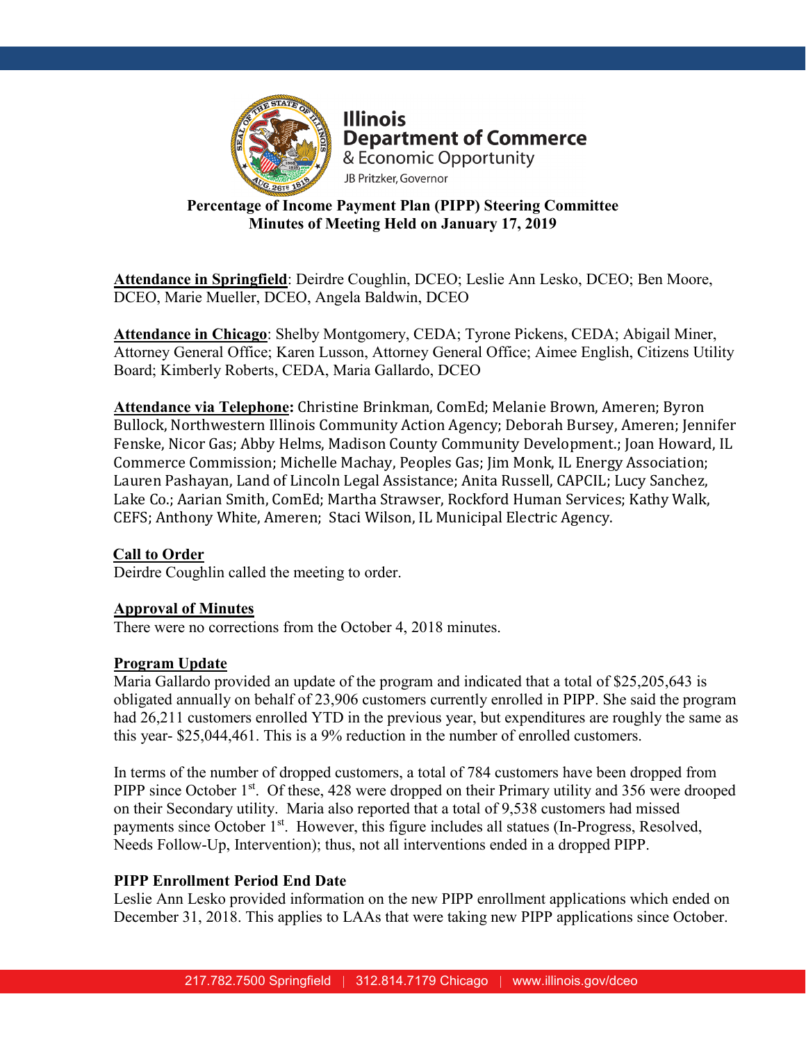**Illinois Department of Commerce & Economic Opportunity**
JB Pritzker, Governor

## Percentage of Income Payment Plan (PIPP) Steering Committee
## Minutes of Meeting Held on January 17, 2019

**Attendance in Springfield**: Deirdre Coughlin, DCEO; Leslie Ann Lesko, DCEO; Ben Moore, DCEO, Marie Mueller, DCEO, Angela Baldwin, DCEO

**Attendance in Chicago**: Shelby Montgomery, CEDA; Tyrone Pickens, CEDA; Abigail Miner, Attorney General Office; Karen Lusson, Attorney General Office; Aimee English, Citizens Utility Board; Kimberly Roberts, CEDA, Maria Gallardo, DCEO

**Attendance via Telephone:** Christine Brinkman, ComEd; Melanie Brown, Ameren; Byron Bullock, Northwestern Illinois Community Action Agency; Deborah Bursey, Ameren; Jennifer Fenske, Nicor Gas; Abby Helms, Madison County Community Development.; Joan Howard, IL Commerce Commission; Michelle Machay, Peoples Gas; Jim Monk, IL Energy Association; Lauren Pashayan, Land of Lincoln Legal Assistance; Anita Russell, CAPCIL; Lucy Sanchez, Lake Co.; Aarian Smith, ComEd; Martha Strawser, Rockford Human Services; Kathy Walk, CEFS; Anthony White, Ameren; Staci Wilson, IL Municipal Electric Agency.

**Call to Order**
Deirdre Coughlin called the meeting to order.

**Approval of Minutes**
There were no corrections from the October 4, 2018 minutes.

**Program Update**
Maria Gallardo provided an update of the program and indicated that a total of $25,205,643 is obligated annually on behalf of 23,906 customers currently enrolled in PIPP. She said the program had 26,211 customers enrolled YTD in the previous year, but expenditures are roughly the same as this year- $25,044,461. This is a 9% reduction in the number of enrolled customers.

In terms of the number of dropped customers, a total of 784 customers have been dropped from PIPP since October 1st. Of these, 428 were dropped on their Primary utility and 356 were drooped on their Secondary utility. Maria also reported that a total of 9,538 customers had missed payments since October 1st. However, this figure includes all statues (In-Progress, Resolved, Needs Follow-Up, Intervention); thus, not all interventions ended in a dropped PIPP.

**PIPP Enrollment Period End Date**
Leslie Ann Lesko provided information on the new PIPP enrollment applications which ended on December 31, 2018. This applies to LAAs that were taking new PIPP applications since October.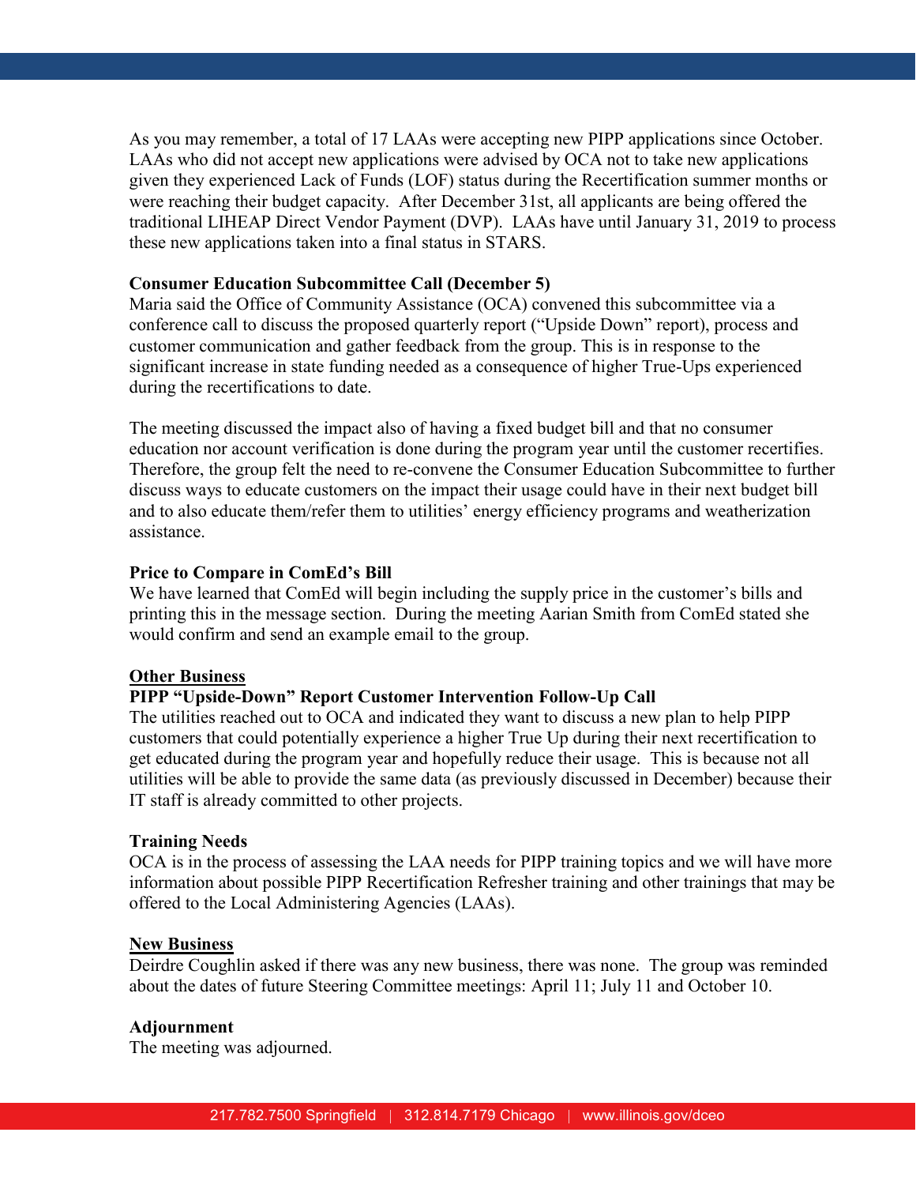As you may remember, a total of 17 LAAs were accepting new PIPP applications since October. LAAs who did not accept new applications were advised by OCA not to take new applications given they experienced Lack of Funds (LOF) status during the Recertification summer months or were reaching their budget capacity. After December 31st, all applicants are being offered the traditional LIHEAP Direct Vendor Payment (DVP). LAAs have until January 31, 2019 to process these new applications taken into a final status in STARS.

**Consumer Education Subcommittee Call (December 5)**
Maria said the Office of Community Assistance (OCA) convened this subcommittee via a conference call to discuss the proposed quarterly report ("Upside Down" report), process and customer communication and gather feedback from the group. This is in response to the significant increase in state funding needed as a consequence of higher True-Ups experienced during the recertifications to date.

The meeting discussed the impact also of having a fixed budget bill and that no consumer education nor account verification is done during the program year until the customer recertifies. Therefore, the group felt the need to re-convene the Consumer Education Subcommittee to further discuss ways to educate customers on the impact their usage could have in their next budget bill and to also educate them/refer them to utilities' energy efficiency programs and weatherization assistance.

**Price to Compare in ComEd's Bill**
We have learned that ComEd will begin including the supply price in the customer's bills and printing this in the message section. During the meeting Aarian Smith from ComEd stated she would confirm and send an example email to the group.

**<u>Other Business</u>**

**PIPP "Upside-Down" Report Customer Intervention Follow-Up Call**
The utilities reached out to OCA and indicated they want to discuss a new plan to help PIPP customers that could potentially experience a higher True Up during their next recertification to get educated during the program year and hopefully reduce their usage. This is because not all utilities will be able to provide the same data (as previously discussed in December) because their IT staff is already committed to other projects.

**Training Needs**
OCA is in the process of assessing the LAA needs for PIPP training topics and we will have more information about possible PIPP Recertification Refresher training and other trainings that may be offered to the Local Administering Agencies (LAAs).

**<u>New Business</u>**
Deirdre Coughlin asked if there was any new business, there was none. The group was reminded about the dates of future Steering Committee meetings: April 11; July 11 and October 10.

**Adjournment**
The meeting was adjourned.